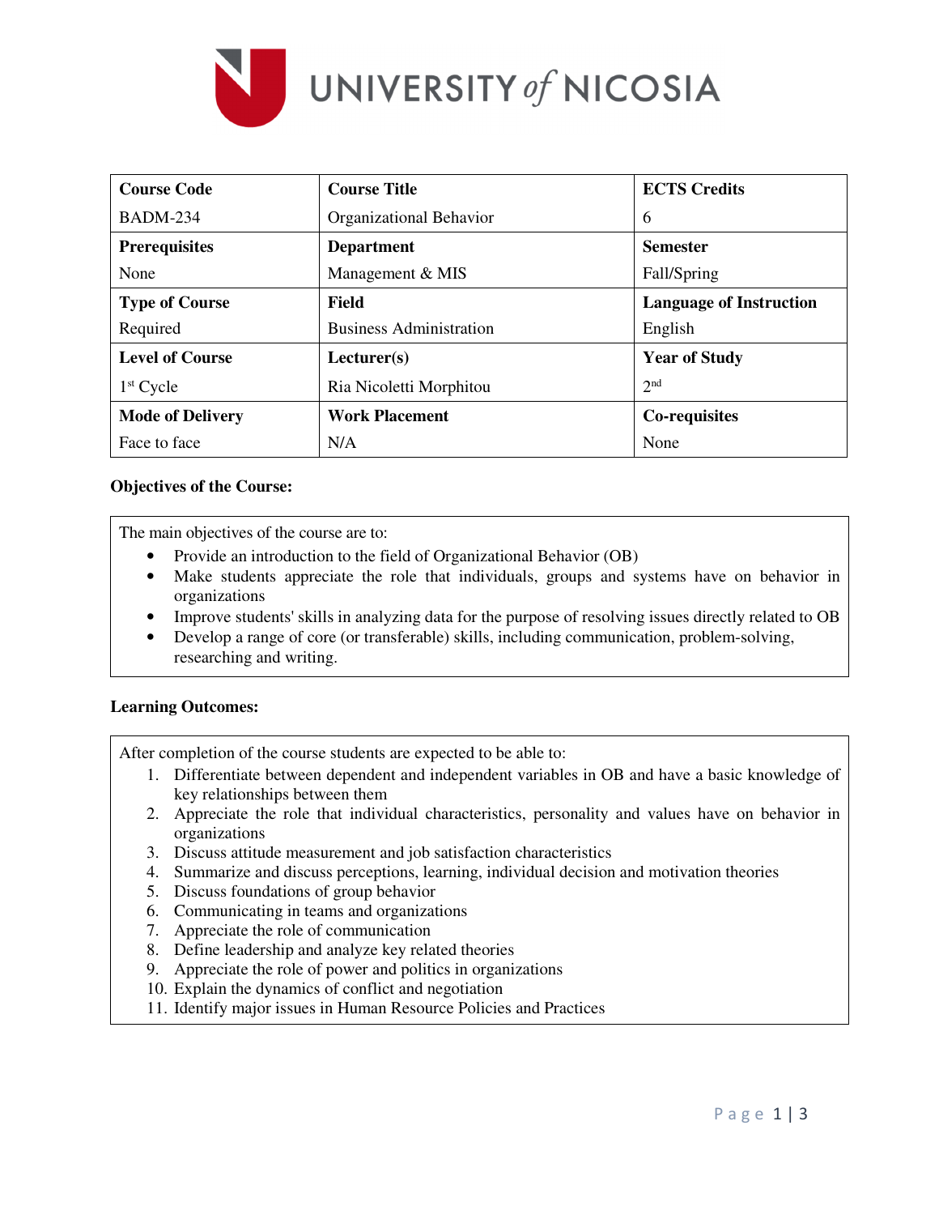UNIVERSITY *of* NICOSIA

| Course Code | Course Title | ECTS Credits |
|---|---|---|
| BADM-234 | Organizational Behavior | 6 |
| **Prerequisites** | **Department** | **Semester** |
| None | Management & MIS | Fall/Spring |
| **Type of Course** | **Field** | **Language of Instruction** |
| Required | Business Administration | English |
| **Level of Course** | **Lecturer(s)** | **Year of Study** |
| 1st Cycle | Ria Nicoletti Morphitou | 2nd |
| **Mode of Delivery** | **Work Placement** | **Co-requisites** |
| Face to face | N/A | None |

**Objectives of the Course:**

The main objectives of the course are to:

- Provide an introduction to the field of Organizational Behavior (OB)
- Make students appreciate the role that individuals, groups and systems have on behavior in organizations
- Improve students' skills in analyzing data for the purpose of resolving issues directly related to OB
- Develop a range of core (or transferable) skills, including communication, problem-solving, researching and writing.

**Learning Outcomes:**

After completion of the course students are expected to be able to:

1. Differentiate between dependent and independent variables in OB and have a basic knowledge of key relationships between them
2. Appreciate the role that individual characteristics, personality and values have on behavior in organizations
3. Discuss attitude measurement and job satisfaction characteristics
4. Summarize and discuss perceptions, learning, individual decision and motivation theories
5. Discuss foundations of group behavior
6. Communicating in teams and organizations
7. Appreciate the role of communication
8. Define leadership and analyze key related theories
9. Appreciate the role of power and politics in organizations
10. Explain the dynamics of conflict and negotiation
11. Identify major issues in Human Resource Policies and Practices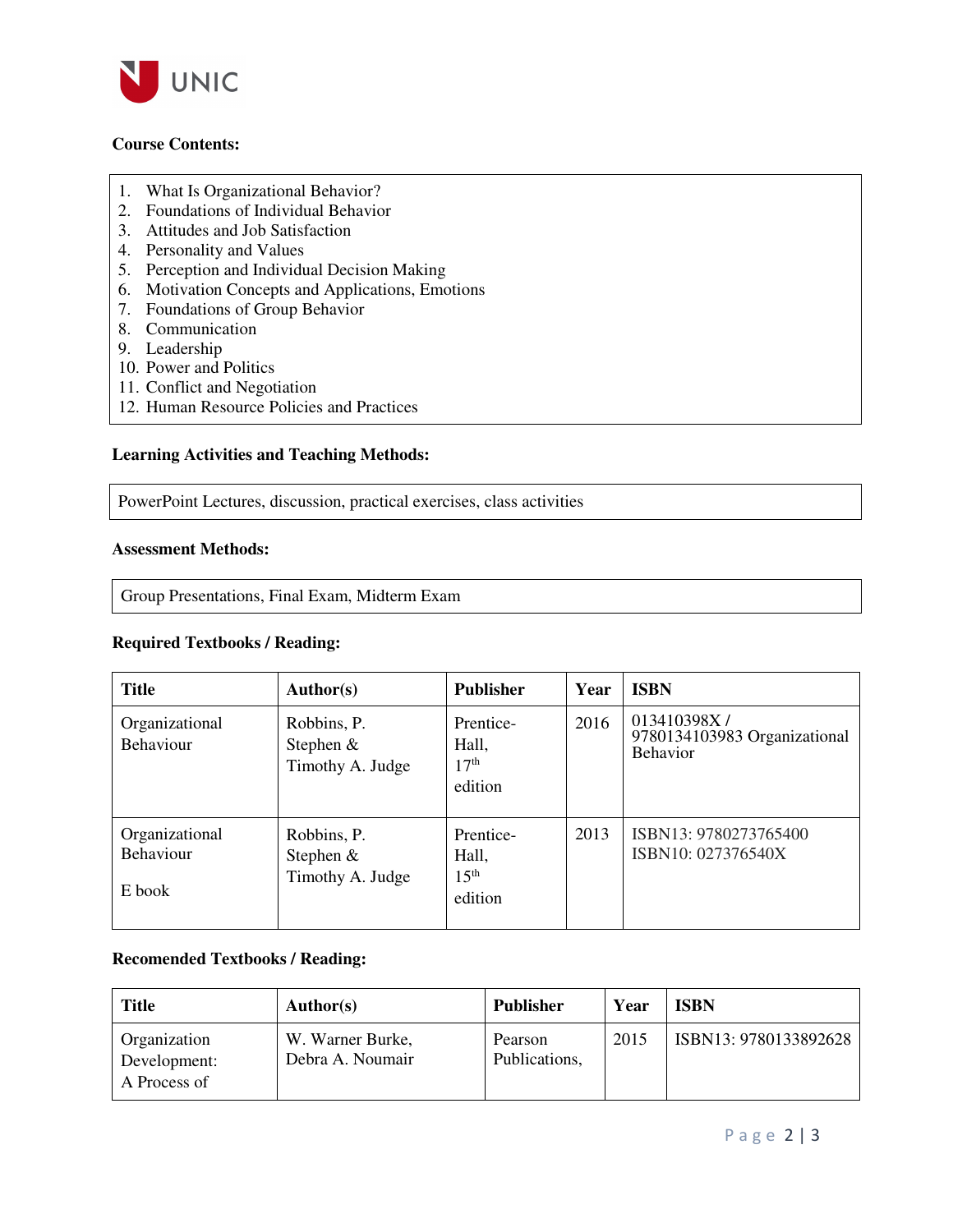**Course Contents:**

1. What Is Organizational Behavior?
2. Foundations of Individual Behavior
3. Attitudes and Job Satisfaction
4. Personality and Values
5. Perception and Individual Decision Making
6. Motivation Concepts and Applications, Emotions
7. Foundations of Group Behavior
8. Communication
9. Leadership
10. Power and Politics
11. Conflict and Negotiation
12. Human Resource Policies and Practices

**Learning Activities and Teaching Methods:**

PowerPoint Lectures, discussion, practical exercises, class activities

**Assessment Methods:**

Group Presentations, Final Exam, Midterm Exam

**Required Textbooks / Reading:**

| Title | Author(s) | Publisher | Year | ISBN |
|---|---|---|---|---|
| Organizational Behaviour | Robbins, P. Stephen & Timothy A. Judge | Prentice-Hall, 17th edition | 2016 | 013410398X / 9780134103983 Organizational Behavior |
| Organizational Behaviour<br><br>E book | Robbins, P. Stephen & Timothy A. Judge | Prentice-Hall, 15th edition | 2013 | ISBN13: 9780273765400<br>ISBN10: 027376540X |

**Recomended Textbooks / Reading:**

| Title | Author(s) | Publisher | Year | ISBN |
|---|---|---|---|---|
| Organization Development: A Process of | W. Warner Burke, Debra A. Noumair | Pearson Publications, | 2015 | ISBN13: 9780133892628 |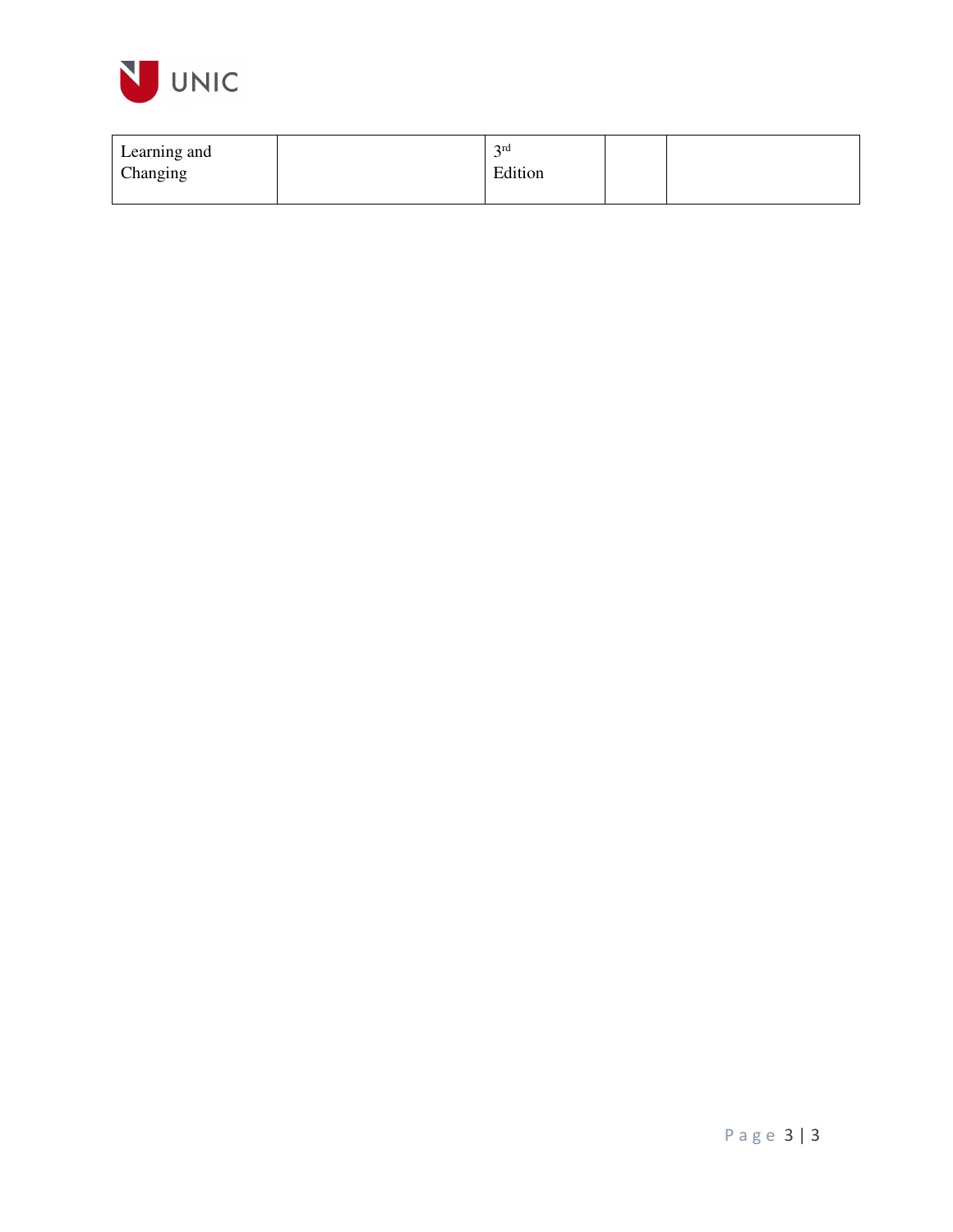| | | | | |
|---|---|---|---|---|
| Learning and Changing | | 3rd Edition | | |